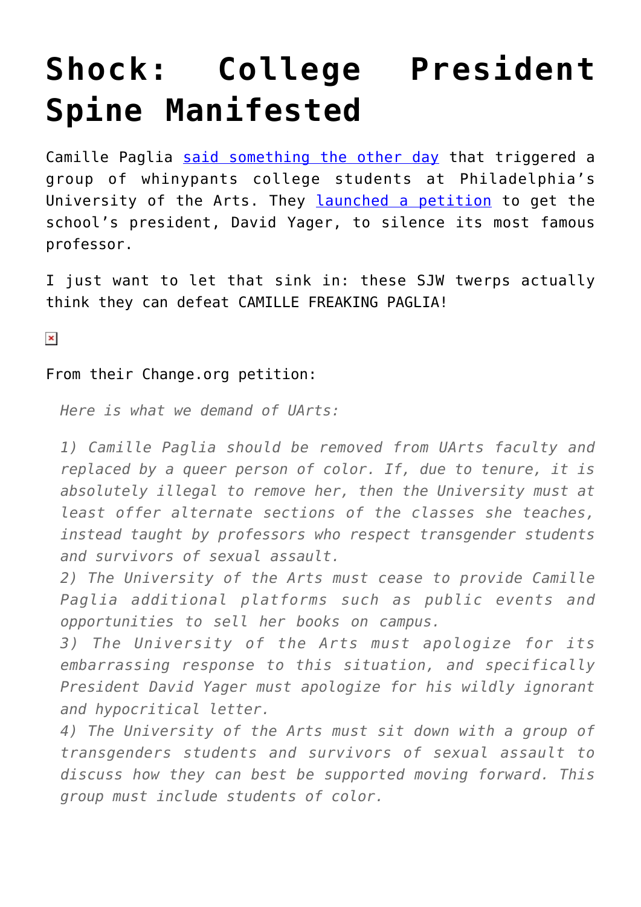# Shock: College President Spine Manifested

Camille Paglia said something the other day that triggered a group of whinypants college students at Philadelphia's University of the Arts. They launched a petition to get the school's president, David Yager, to silence its most famous professor.

I just want to let that sink in: these SJW twerps actually think they can defeat CAMILLE FREAKING PAGLIA!

From their Change.org petition:

> *Here is what we demand of UArts:*
>
> *1) Camille Paglia should be removed from UArts faculty and replaced by a queer person of color. If, due to tenure, it is absolutely illegal to remove her, then the University must at least offer alternate sections of the classes she teaches, instead taught by professors who respect transgender students and survivors of sexual assault.*
> *2) The University of the Arts must cease to provide Camille Paglia additional platforms such as public events and opportunities to sell her books on campus.*
> *3) The University of the Arts must apologize for its embarrassing response to this situation, and specifically President David Yager must apologize for his wildly ignorant and hypocritical letter.*
> *4) The University of the Arts must sit down with a group of transgenders students and survivors of sexual assault to discuss how they can best be supported moving forward. This group must include students of color.*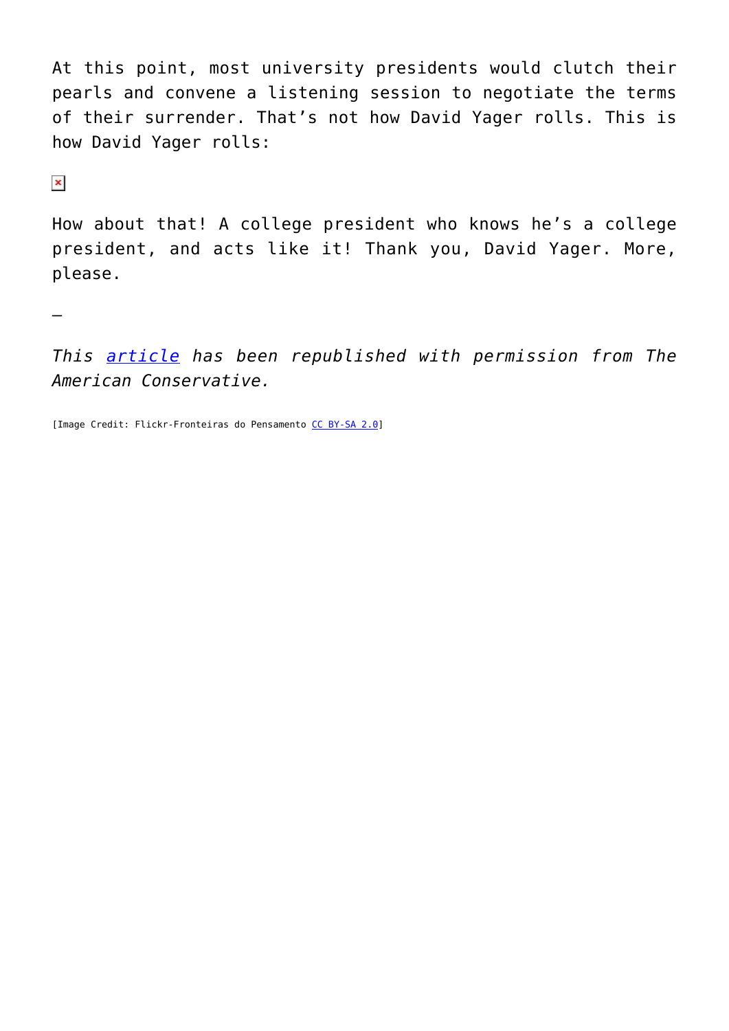At this point, most university presidents would clutch their pearls and convene a listening session to negotiate the terms of their surrender. That's not how David Yager rolls. This is how David Yager rolls:

How about that! A college president who knows he's a college president, and acts like it! Thank you, David Yager. More, please.

—

*This article has been republished with permission from The American Conservative.*

[Image Credit: Flickr-Fronteiras do Pensamento CC BY-SA 2.0]